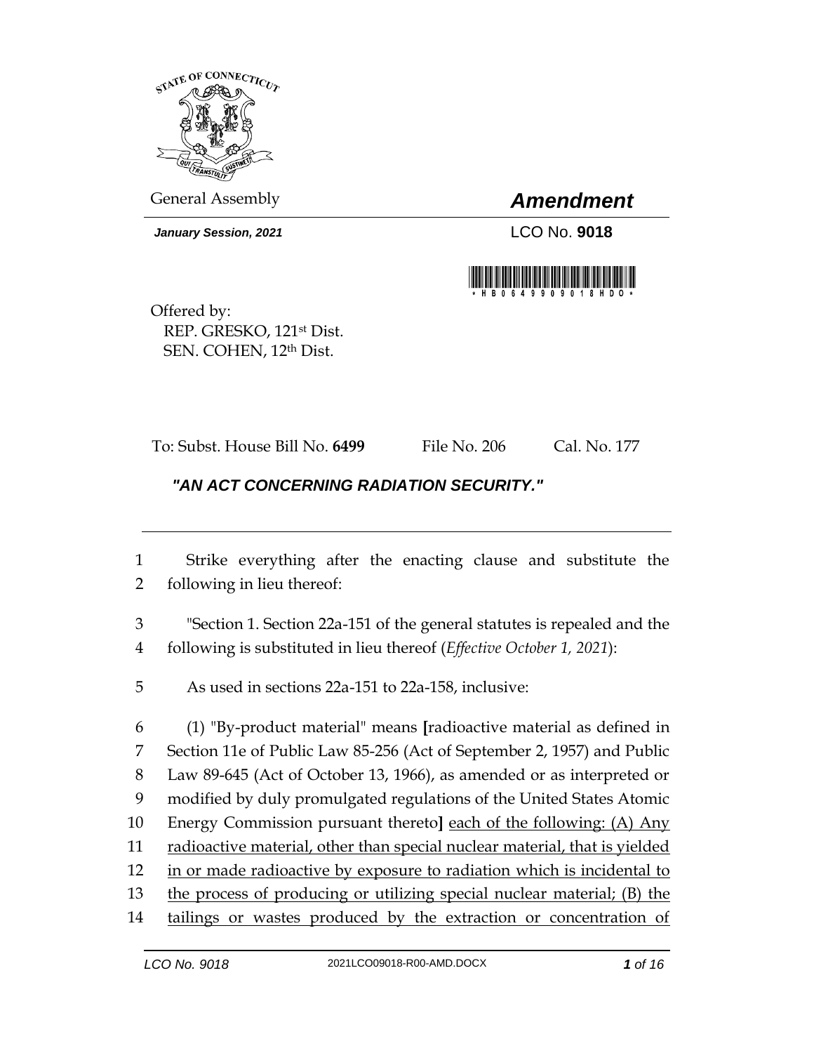General Assembly

# *Amendment*

***January Session, 2021***

LCO No. **9018**

Offered by:
REP. GRESKO, 121st Dist.
SEN. COHEN, 12th Dist.

To: Subst. House Bill No. **6499** File No. 206 Cal. No. 177

## *"AN ACT CONCERNING RADIATION SECURITY."*

1 Strike everything after the enacting clause and substitute the
2 following in lieu thereof:

3 "Section 1. Section 22a-151 of the general statutes is repealed and the
4 following is substituted in lieu thereof (*Effective October 1, 2021*):

5 As used in sections 22a-151 to 22a-158, inclusive:

6 (1) "By-product material" means **[**radioactive material as defined in
7 Section 11e of Public Law 85-256 (Act of September 2, 1957) and Public
8 Law 89-645 (Act of October 13, 1966), as amended or as interpreted or
9 modified by duly promulgated regulations of the United States Atomic
10 Energy Commission pursuant thereto**]** each of the following: (A) Any
11 radioactive material, other than special nuclear material, that is yielded
12 in or made radioactive by exposure to radiation which is incidental to
13 the process of producing or utilizing special nuclear material; (B) the
14 tailings or wastes produced by the extraction or concentration of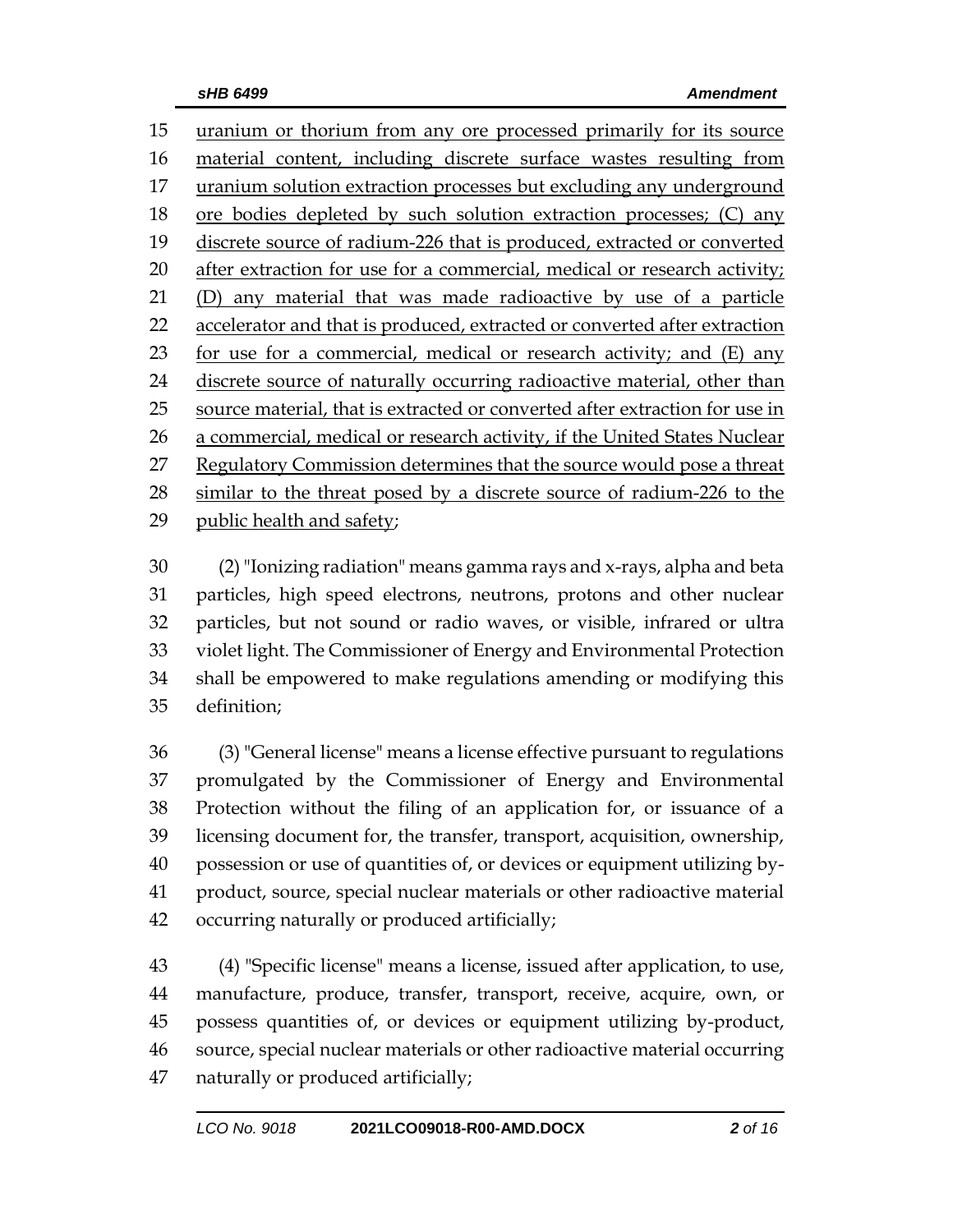uranium or thorium from any ore processed primarily for its source material content, including discrete surface wastes resulting from uranium solution extraction processes but excluding any underground ore bodies depleted by such solution extraction processes; (C) any discrete source of radium-226 that is produced, extracted or converted after extraction for use for a commercial, medical or research activity; (D) any material that was made radioactive by use of a particle accelerator and that is produced, extracted or converted after extraction for use for a commercial, medical or research activity; and (E) any discrete source of naturally occurring radioactive material, other than source material, that is extracted or converted after extraction for use in a commercial, medical or research activity, if the United States Nuclear Regulatory Commission determines that the source would pose a threat similar to the threat posed by a discrete source of radium-226 to the public health and safety;

(2) "Ionizing radiation" means gamma rays and x-rays, alpha and beta particles, high speed electrons, neutrons, protons and other nuclear particles, but not sound or radio waves, or visible, infrared or ultra violet light. The Commissioner of Energy and Environmental Protection shall be empowered to make regulations amending or modifying this definition;

(3) "General license" means a license effective pursuant to regulations promulgated by the Commissioner of Energy and Environmental Protection without the filing of an application for, or issuance of a licensing document for, the transfer, transport, acquisition, ownership, possession or use of quantities of, or devices or equipment utilizing by-product, source, special nuclear materials or other radioactive material occurring naturally or produced artificially;

(4) "Specific license" means a license, issued after application, to use, manufacture, produce, transfer, transport, receive, acquire, own, or possess quantities of, or devices or equipment utilizing by-product, source, special nuclear materials or other radioactive material occurring naturally or produced artificially;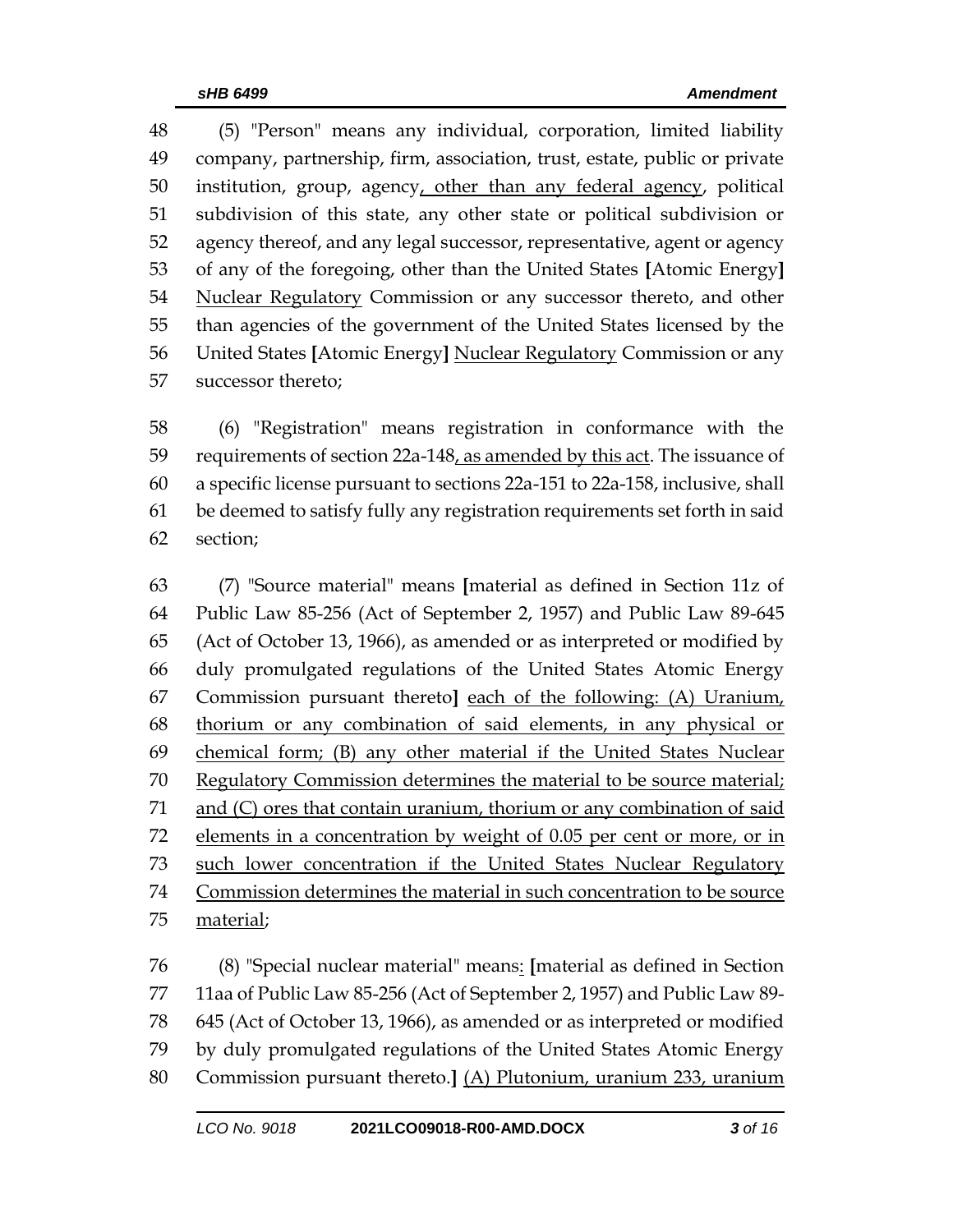48 (5) "Person" means any individual, corporation, limited liability
49 company, partnership, firm, association, trust, estate, public or private
50 institution, group, agency<u>, other than any federal agency</u>, political
51 subdivision of this state, any other state or political subdivision or
52 agency thereof, and any legal successor, representative, agent or agency
53 of any of the foregoing, other than the United States **[**Atomic Energy**]**
54 <u>Nuclear Regulatory</u> Commission or any successor thereto, and other
55 than agencies of the government of the United States licensed by the
56 United States **[**Atomic Energy**]** <u>Nuclear Regulatory</u> Commission or any
57 successor thereto;

58 (6) "Registration" means registration in conformance with the
59 requirements of section 22a-148<u>, as amended by this act</u>. The issuance of
60 a specific license pursuant to sections 22a-151 to 22a-158, inclusive, shall
61 be deemed to satisfy fully any registration requirements set forth in said
62 section;

63 (7) "Source material" means **[**material as defined in Section 11z of
64 Public Law 85-256 (Act of September 2, 1957) and Public Law 89-645
65 (Act of October 13, 1966), as amended or as interpreted or modified by
66 duly promulgated regulations of the United States Atomic Energy
67 Commission pursuant thereto**]** <u>each of the following: (A) Uranium,</u>
68 <u>thorium or any combination of said elements, in any physical or</u>
69 <u>chemical form; (B) any other material if the United States Nuclear</u>
70 <u>Regulatory Commission determines the material to be source material;</u>
71 <u>and (C) ores that contain uranium, thorium or any combination of said</u>
72 <u>elements in a concentration by weight of 0.05 per cent or more, or in</u>
73 <u>such lower concentration if the United States Nuclear Regulatory</u>
74 <u>Commission determines the material in such concentration to be source</u>
75 <u>material</u>;

76 (8) "Special nuclear material" means<u>:</u> **[**material as defined in Section
77 11aa of Public Law 85-256 (Act of September 2, 1957) and Public Law 89-
78 645 (Act of October 13, 1966), as amended or as interpreted or modified
79 by duly promulgated regulations of the United States Atomic Energy
80 Commission pursuant thereto.**]** <u>(A) Plutonium, uranium 233, uranium</u>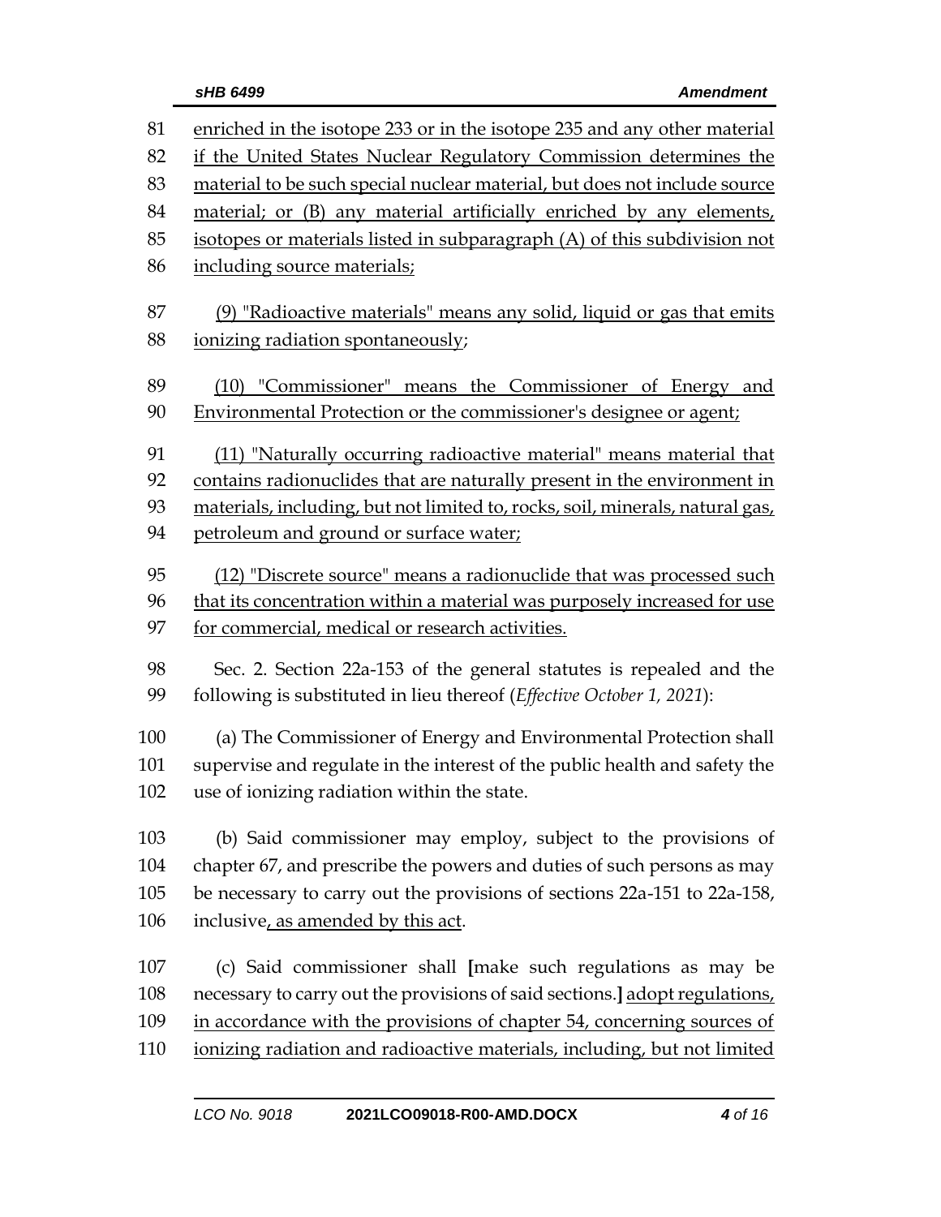enriched in the isotope 233 or in the isotope 235 and any other material if the United States Nuclear Regulatory Commission determines the material to be such special nuclear material, but does not include source material; or (B) any material artificially enriched by any elements, isotopes or materials listed in subparagraph (A) of this subdivision not including source materials;

(9) "Radioactive materials" means any solid, liquid or gas that emits ionizing radiation spontaneously;

(10) "Commissioner" means the Commissioner of Energy and Environmental Protection or the commissioner's designee or agent;

(11) "Naturally occurring radioactive material" means material that contains radionuclides that are naturally present in the environment in materials, including, but not limited to, rocks, soil, minerals, natural gas, petroleum and ground or surface water;

(12) "Discrete source" means a radionuclide that was processed such that its concentration within a material was purposely increased for use for commercial, medical or research activities.

Sec. 2. Section 22a-153 of the general statutes is repealed and the following is substituted in lieu thereof (*Effective October 1, 2021*):

(a) The Commissioner of Energy and Environmental Protection shall supervise and regulate in the interest of the public health and safety the use of ionizing radiation within the state.

(b) Said commissioner may employ, subject to the provisions of chapter 67, and prescribe the powers and duties of such persons as may be necessary to carry out the provisions of sections 22a-151 to 22a-158, inclusive, as amended by this act.

(c) Said commissioner shall **[**make such regulations as may be necessary to carry out the provisions of said sections.**]** adopt regulations, in accordance with the provisions of chapter 54, concerning sources of ionizing radiation and radioactive materials, including, but not limited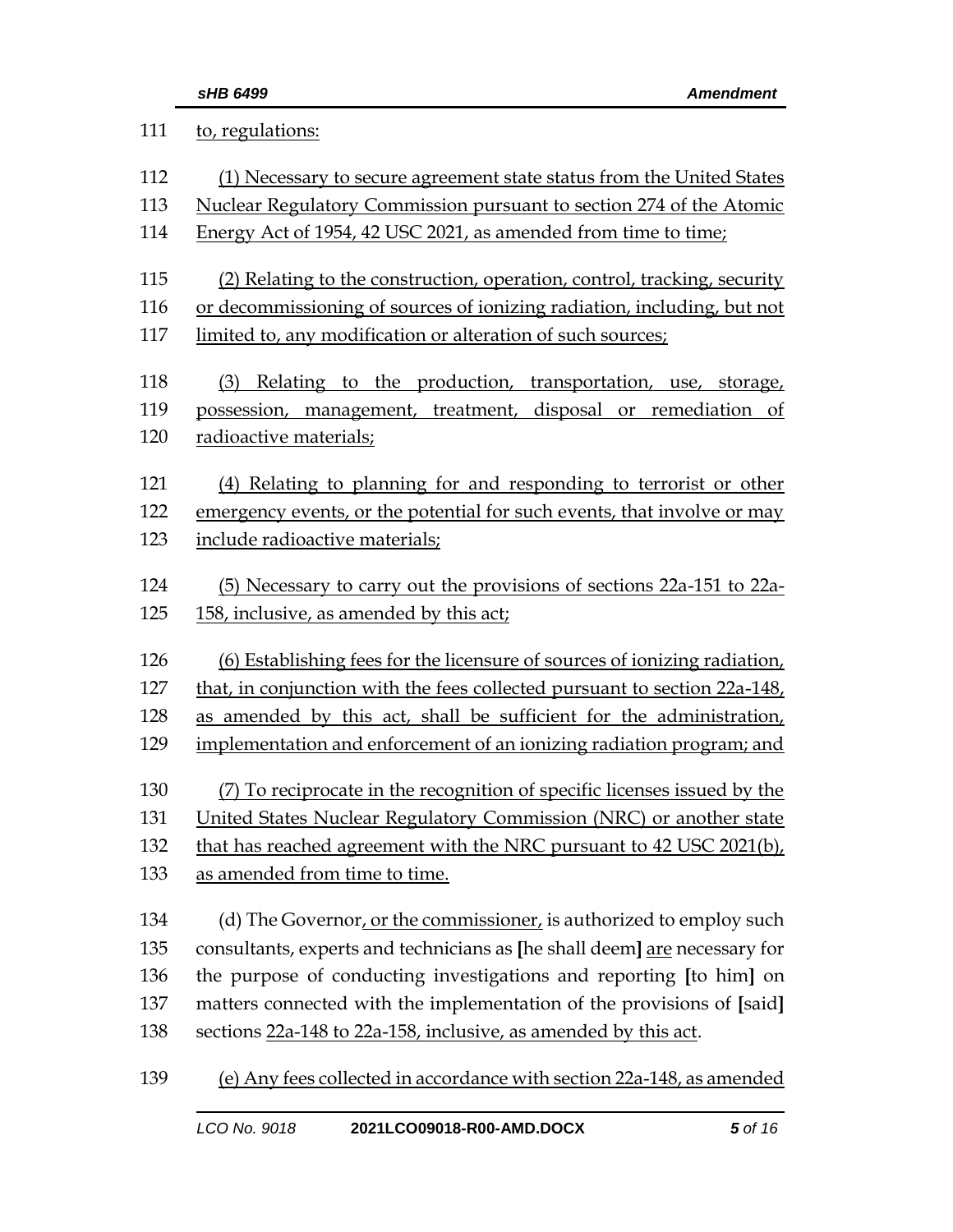111 to, regulations:

112 (1) Necessary to secure agreement state status from the United States
113 Nuclear Regulatory Commission pursuant to section 274 of the Atomic
114 Energy Act of 1954, 42 USC 2021, as amended from time to time;

115 (2) Relating to the construction, operation, control, tracking, security
116 or decommissioning of sources of ionizing radiation, including, but not
117 limited to, any modification or alteration of such sources;

118 (3) Relating to the production, transportation, use, storage,
119 possession, management, treatment, disposal or remediation of
120 radioactive materials;

121 (4) Relating to planning for and responding to terrorist or other
122 emergency events, or the potential for such events, that involve or may
123 include radioactive materials;

124 (5) Necessary to carry out the provisions of sections 22a-151 to 22a-
125 158, inclusive, as amended by this act;

126 (6) Establishing fees for the licensure of sources of ionizing radiation,
127 that, in conjunction with the fees collected pursuant to section 22a-148,
128 as amended by this act, shall be sufficient for the administration,
129 implementation and enforcement of an ionizing radiation program; and

130 (7) To reciprocate in the recognition of specific licenses issued by the
131 United States Nuclear Regulatory Commission (NRC) or another state
132 that has reached agreement with the NRC pursuant to 42 USC 2021(b),
133 as amended from time to time.

134 (d) The Governor, or the commissioner, is authorized to employ such
135 consultants, experts and technicians as [he shall deem] are necessary for
136 the purpose of conducting investigations and reporting [to him] on
137 matters connected with the implementation of the provisions of [said]
138 sections 22a-148 to 22a-158, inclusive, as amended by this act.

139 (e) Any fees collected in accordance with section 22a-148, as amended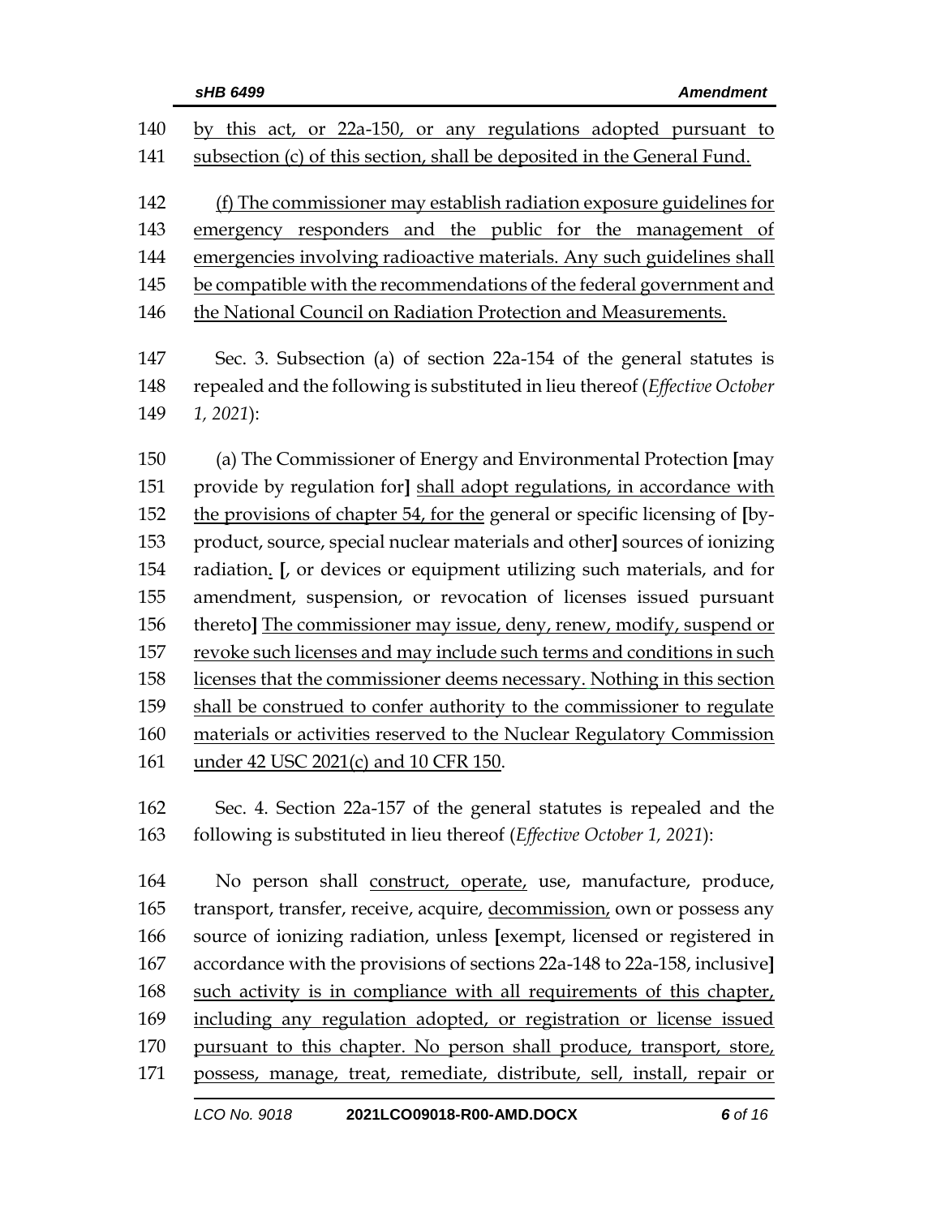140 by this act, or 22a-150, or any regulations adopted pursuant to
141 subsection (c) of this section, shall be deposited in the General Fund.

142 (f) The commissioner may establish radiation exposure guidelines for
143 emergency responders and the public for the management of
144 emergencies involving radioactive materials. Any such guidelines shall
145 be compatible with the recommendations of the federal government and
146 the National Council on Radiation Protection and Measurements.

147 Sec. 3. Subsection (a) of section 22a-154 of the general statutes is
148 repealed and the following is substituted in lieu thereof (*Effective October*
149 *1, 2021*):

150 (a) The Commissioner of Energy and Environmental Protection **[**may
151 provide by regulation for**]** shall adopt regulations, in accordance with
152 the provisions of chapter 54, for the general or specific licensing of **[**by-
153 product, source, special nuclear materials and other**]** sources of ionizing
154 radiation. **[**, or devices or equipment utilizing such materials, and for
155 amendment, suspension, or revocation of licenses issued pursuant
156 thereto**]** The commissioner may issue, deny, renew, modify, suspend or
157 revoke such licenses and may include such terms and conditions in such
158 licenses that the commissioner deems necessary. Nothing in this section
159 shall be construed to confer authority to the commissioner to regulate
160 materials or activities reserved to the Nuclear Regulatory Commission
161 under 42 USC 2021(c) and 10 CFR 150.

162 Sec. 4. Section 22a-157 of the general statutes is repealed and the
163 following is substituted in lieu thereof (*Effective October 1, 2021*):

164 No person shall construct, operate, use, manufacture, produce,
165 transport, transfer, receive, acquire, decommission, own or possess any
166 source of ionizing radiation, unless **[**exempt, licensed or registered in
167 accordance with the provisions of sections 22a-148 to 22a-158, inclusive**]**
168 such activity is in compliance with all requirements of this chapter,
169 including any regulation adopted, or registration or license issued
170 pursuant to this chapter. No person shall produce, transport, store,
171 possess, manage, treat, remediate, distribute, sell, install, repair or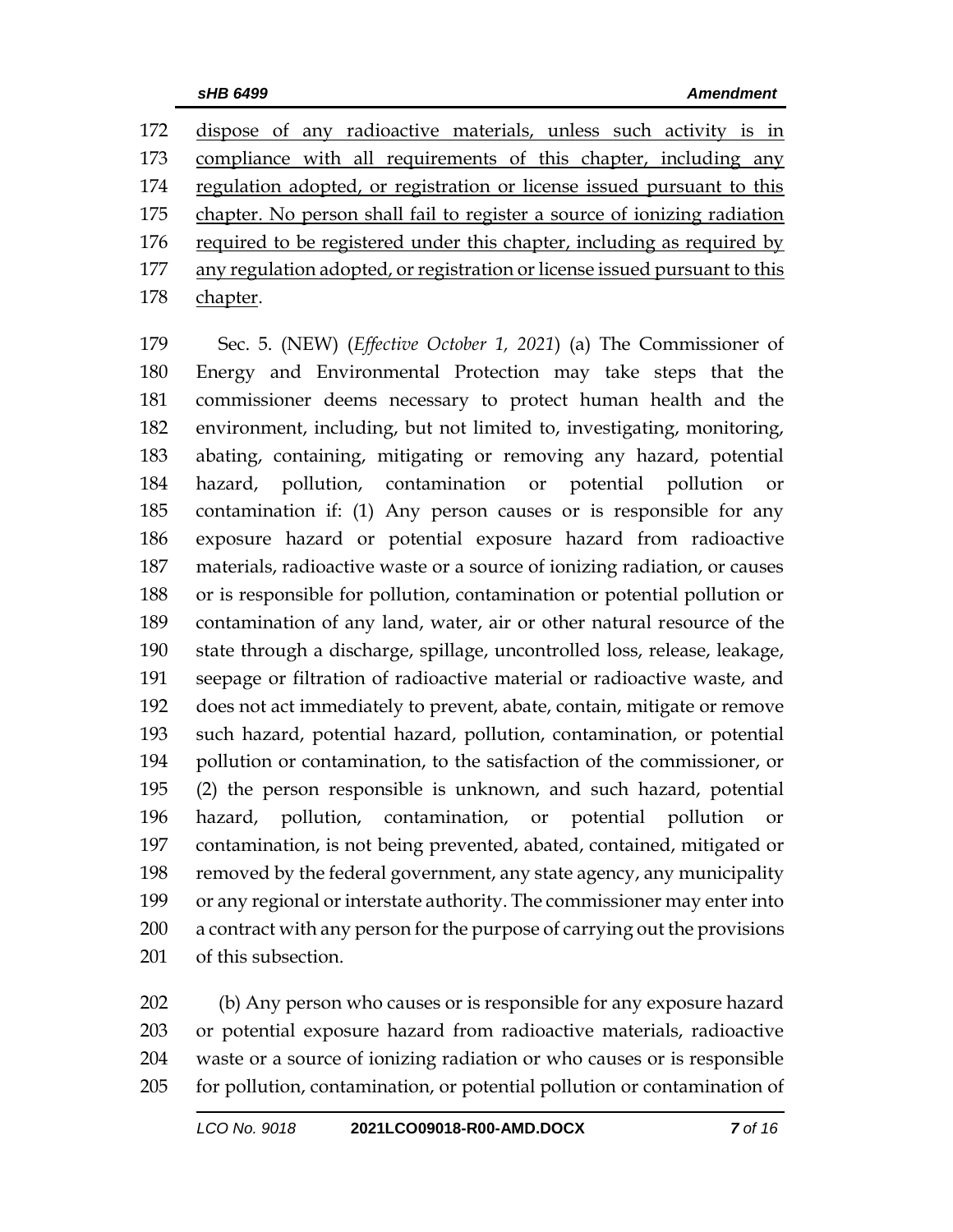<u>dispose of any radioactive materials, unless such activity is in compliance with all requirements of this chapter, including any regulation adopted, or registration or license issued pursuant to this chapter. No person shall fail to register a source of ionizing radiation required to be registered under this chapter, including as required by any regulation adopted, or registration or license issued pursuant to this chapter</u>.

Sec. 5. (NEW) (*Effective October 1, 2021*) (a) The Commissioner of Energy and Environmental Protection may take steps that the commissioner deems necessary to protect human health and the environment, including, but not limited to, investigating, monitoring, abating, containing, mitigating or removing any hazard, potential hazard, pollution, contamination or potential pollution or contamination if: (1) Any person causes or is responsible for any exposure hazard or potential exposure hazard from radioactive materials, radioactive waste or a source of ionizing radiation, or causes or is responsible for pollution, contamination or potential pollution or contamination of any land, water, air or other natural resource of the state through a discharge, spillage, uncontrolled loss, release, leakage, seepage or filtration of radioactive material or radioactive waste, and does not act immediately to prevent, abate, contain, mitigate or remove such hazard, potential hazard, pollution, contamination, or potential pollution or contamination, to the satisfaction of the commissioner, or (2) the person responsible is unknown, and such hazard, potential hazard, pollution, contamination, or potential pollution or contamination, is not being prevented, abated, contained, mitigated or removed by the federal government, any state agency, any municipality or any regional or interstate authority. The commissioner may enter into a contract with any person for the purpose of carrying out the provisions of this subsection.

(b) Any person who causes or is responsible for any exposure hazard or potential exposure hazard from radioactive materials, radioactive waste or a source of ionizing radiation or who causes or is responsible for pollution, contamination, or potential pollution or contamination of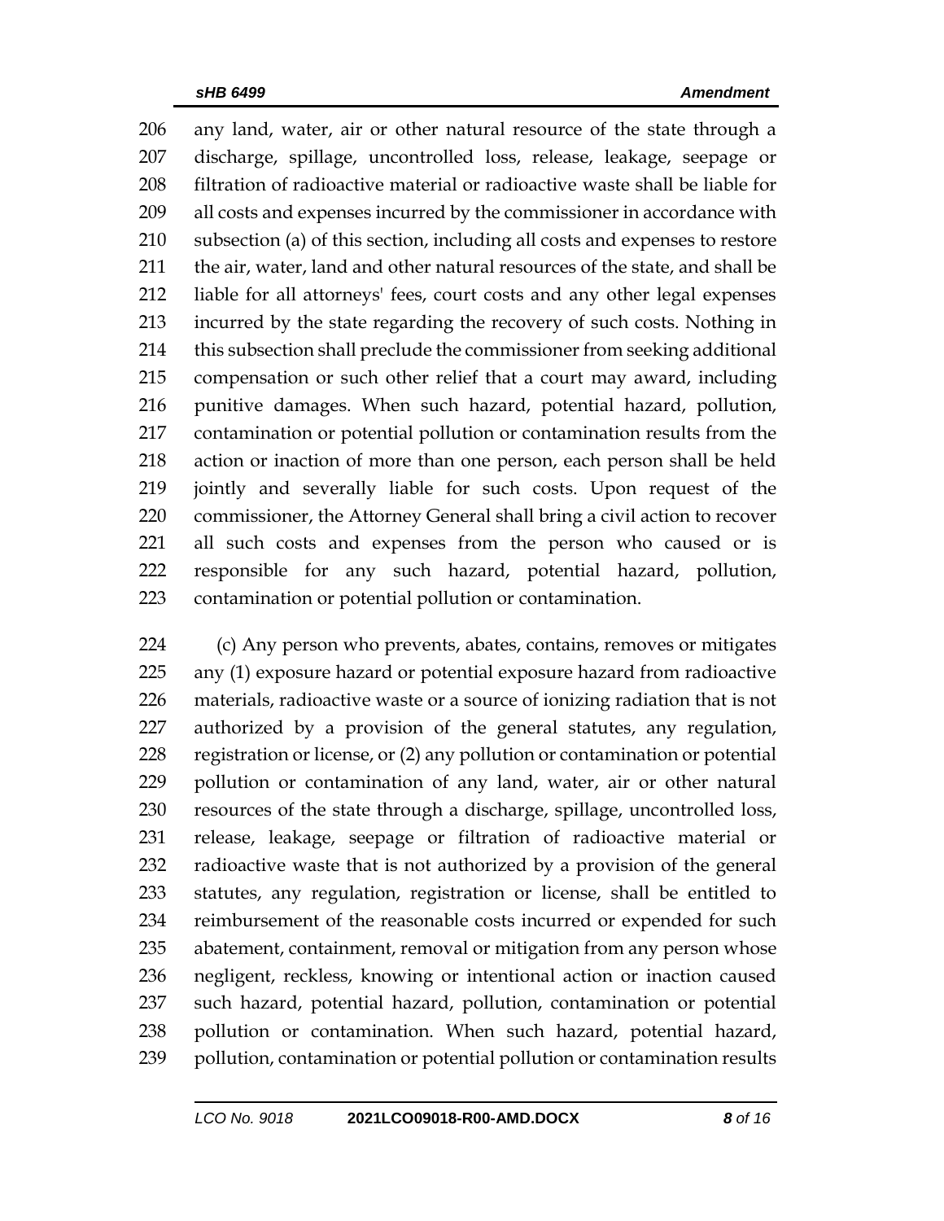any land, water, air or other natural resource of the state through a discharge, spillage, uncontrolled loss, release, leakage, seepage or filtration of radioactive material or radioactive waste shall be liable for all costs and expenses incurred by the commissioner in accordance with subsection (a) of this section, including all costs and expenses to restore the air, water, land and other natural resources of the state, and shall be liable for all attorneys' fees, court costs and any other legal expenses incurred by the state regarding the recovery of such costs. Nothing in this subsection shall preclude the commissioner from seeking additional compensation or such other relief that a court may award, including punitive damages. When such hazard, potential hazard, pollution, contamination or potential pollution or contamination results from the action or inaction of more than one person, each person shall be held jointly and severally liable for such costs. Upon request of the commissioner, the Attorney General shall bring a civil action to recover all such costs and expenses from the person who caused or is responsible for any such hazard, potential hazard, pollution, contamination or potential pollution or contamination.

(c) Any person who prevents, abates, contains, removes or mitigates any (1) exposure hazard or potential exposure hazard from radioactive materials, radioactive waste or a source of ionizing radiation that is not authorized by a provision of the general statutes, any regulation, registration or license, or (2) any pollution or contamination or potential pollution or contamination of any land, water, air or other natural resources of the state through a discharge, spillage, uncontrolled loss, release, leakage, seepage or filtration of radioactive material or radioactive waste that is not authorized by a provision of the general statutes, any regulation, registration or license, shall be entitled to reimbursement of the reasonable costs incurred or expended for such abatement, containment, removal or mitigation from any person whose negligent, reckless, knowing or intentional action or inaction caused such hazard, potential hazard, pollution, contamination or potential pollution or contamination. When such hazard, potential hazard, pollution, contamination or potential pollution or contamination results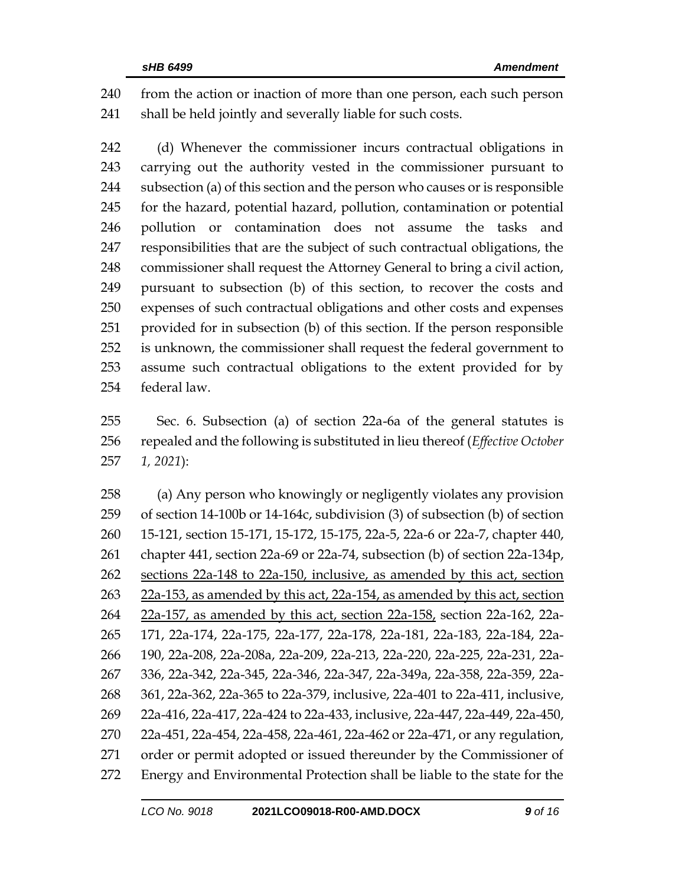from the action or inaction of more than one person, each such person shall be held jointly and severally liable for such costs.

(d) Whenever the commissioner incurs contractual obligations in carrying out the authority vested in the commissioner pursuant to subsection (a) of this section and the person who causes or is responsible for the hazard, potential hazard, pollution, contamination or potential pollution or contamination does not assume the tasks and responsibilities that are the subject of such contractual obligations, the commissioner shall request the Attorney General to bring a civil action, pursuant to subsection (b) of this section, to recover the costs and expenses of such contractual obligations and other costs and expenses provided for in subsection (b) of this section. If the person responsible is unknown, the commissioner shall request the federal government to assume such contractual obligations to the extent provided for by federal law.

Sec. 6. Subsection (a) of section 22a-6a of the general statutes is repealed and the following is substituted in lieu thereof (*Effective October 1, 2021*):

(a) Any person who knowingly or negligently violates any provision of section 14-100b or 14-164c, subdivision (3) of subsection (b) of section 15-121, section 15-171, 15-172, 15-175, 22a-5, 22a-6 or 22a-7, chapter 440, chapter 441, section 22a-69 or 22a-74, subsection (b) of section 22a-134p, <u>sections 22a-148 to 22a-150, inclusive, as amended by this act, section 22a-153, as amended by this act, 22a-154, as amended by this act, section 22a-157, as amended by this act, section 22a-158,</u> section 22a-162, 22a-171, 22a-174, 22a-175, 22a-177, 22a-178, 22a-181, 22a-183, 22a-184, 22a-190, 22a-208, 22a-208a, 22a-209, 22a-213, 22a-220, 22a-225, 22a-231, 22a-336, 22a-342, 22a-345, 22a-346, 22a-347, 22a-349a, 22a-358, 22a-359, 22a-361, 22a-362, 22a-365 to 22a-379, inclusive, 22a-401 to 22a-411, inclusive, 22a-416, 22a-417, 22a-424 to 22a-433, inclusive, 22a-447, 22a-449, 22a-450, 22a-451, 22a-454, 22a-458, 22a-461, 22a-462 or 22a-471, or any regulation, order or permit adopted or issued thereunder by the Commissioner of Energy and Environmental Protection shall be liable to the state for the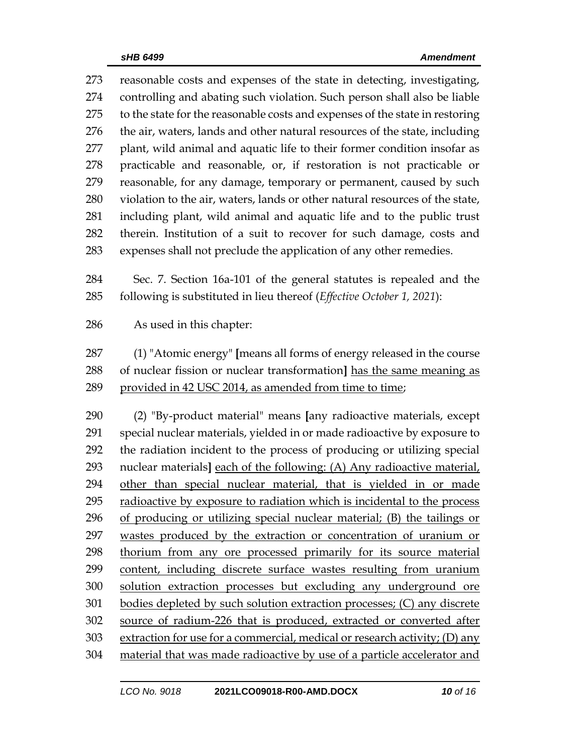reasonable costs and expenses of the state in detecting, investigating, controlling and abating such violation. Such person shall also be liable to the state for the reasonable costs and expenses of the state in restoring the air, waters, lands and other natural resources of the state, including plant, wild animal and aquatic life to their former condition insofar as practicable and reasonable, or, if restoration is not practicable or reasonable, for any damage, temporary or permanent, caused by such violation to the air, waters, lands or other natural resources of the state, including plant, wild animal and aquatic life and to the public trust therein. Institution of a suit to recover for such damage, costs and expenses shall not preclude the application of any other remedies.

Sec. 7. Section 16a-101 of the general statutes is repealed and the following is substituted in lieu thereof (*Effective October 1, 2021*):

As used in this chapter:

(1) "Atomic energy" **[**means all forms of energy released in the course of nuclear fission or nuclear transformation**]** <u>has the same meaning as provided in 42 USC 2014, as amended from time to time</u>;

(2) "By-product material" means **[**any radioactive materials, except special nuclear materials, yielded in or made radioactive by exposure to the radiation incident to the process of producing or utilizing special nuclear materials**]** <u>each of the following: (A) Any radioactive material, other than special nuclear material, that is yielded in or made radioactive by exposure to radiation which is incidental to the process of producing or utilizing special nuclear material; (B) the tailings or wastes produced by the extraction or concentration of uranium or thorium from any ore processed primarily for its source material content, including discrete surface wastes resulting from uranium solution extraction processes but excluding any underground ore bodies depleted by such solution extraction processes; (C) any discrete source of radium-226 that is produced, extracted or converted after extraction for use for a commercial, medical or research activity; (D) any material that was made radioactive by use of a particle accelerator and</u>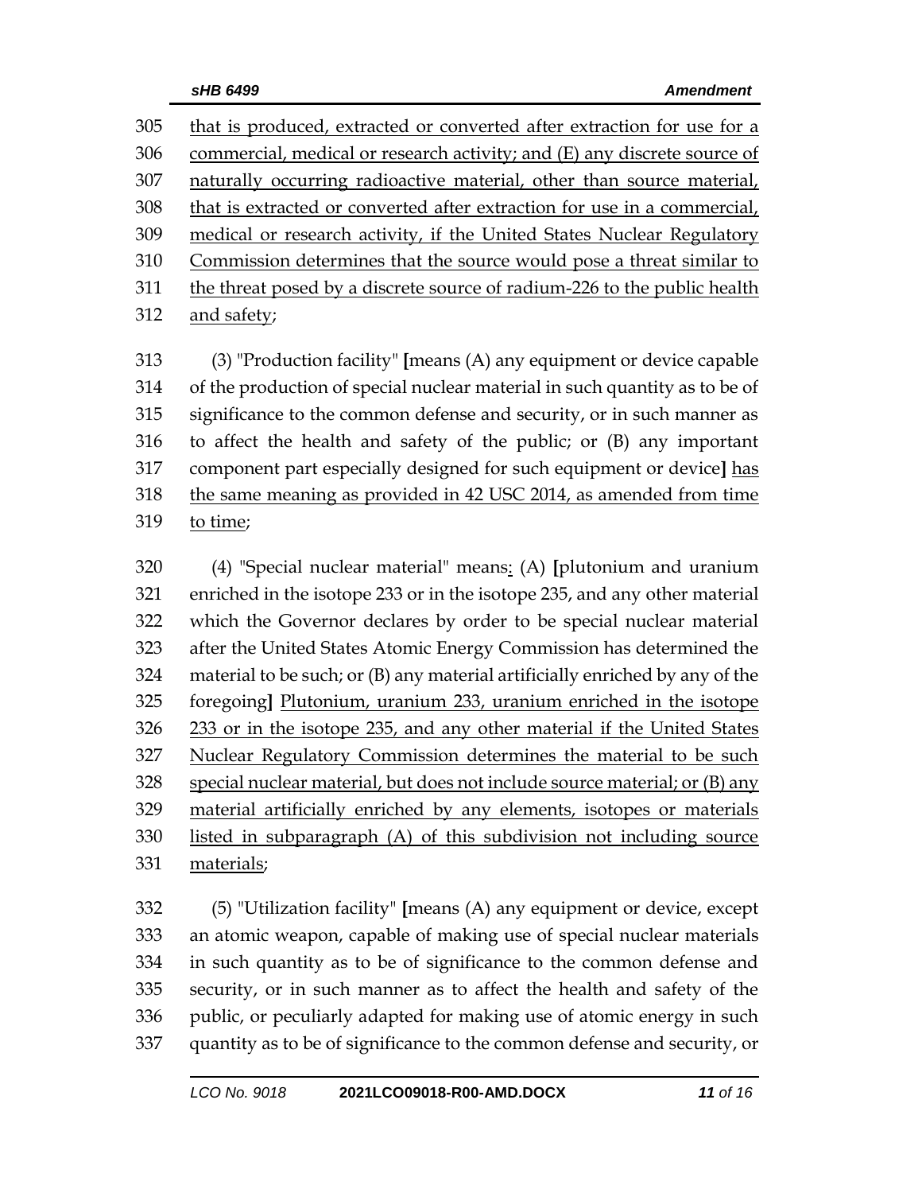305 that is produced, extracted or converted after extraction for use for a
306 commercial, medical or research activity; and (E) any discrete source of
307 naturally occurring radioactive material, other than source material,
308 that is extracted or converted after extraction for use in a commercial,
309 medical or research activity, if the United States Nuclear Regulatory
310 Commission determines that the source would pose a threat similar to
311 the threat posed by a discrete source of radium-226 to the public health
312 and safety;

313 (3) "Production facility" [means (A) any equipment or device capable
314 of the production of special nuclear material in such quantity as to be of
315 significance to the common defense and security, or in such manner as
316 to affect the health and safety of the public; or (B) any important
317 component part especially designed for such equipment or device] has
318 the same meaning as provided in 42 USC 2014, as amended from time
319 to time;

320 (4) "Special nuclear material" means: (A) [plutonium and uranium
321 enriched in the isotope 233 or in the isotope 235, and any other material
322 which the Governor declares by order to be special nuclear material
323 after the United States Atomic Energy Commission has determined the
324 material to be such; or (B) any material artificially enriched by any of the
325 foregoing] Plutonium, uranium 233, uranium enriched in the isotope
326 233 or in the isotope 235, and any other material if the United States
327 Nuclear Regulatory Commission determines the material to be such
328 special nuclear material, but does not include source material; or (B) any
329 material artificially enriched by any elements, isotopes or materials
330 listed in subparagraph (A) of this subdivision not including source
331 materials;

332 (5) "Utilization facility" [means (A) any equipment or device, except
333 an atomic weapon, capable of making use of special nuclear materials
334 in such quantity as to be of significance to the common defense and
335 security, or in such manner as to affect the health and safety of the
336 public, or peculiarly adapted for making use of atomic energy in such
337 quantity as to be of significance to the common defense and security, or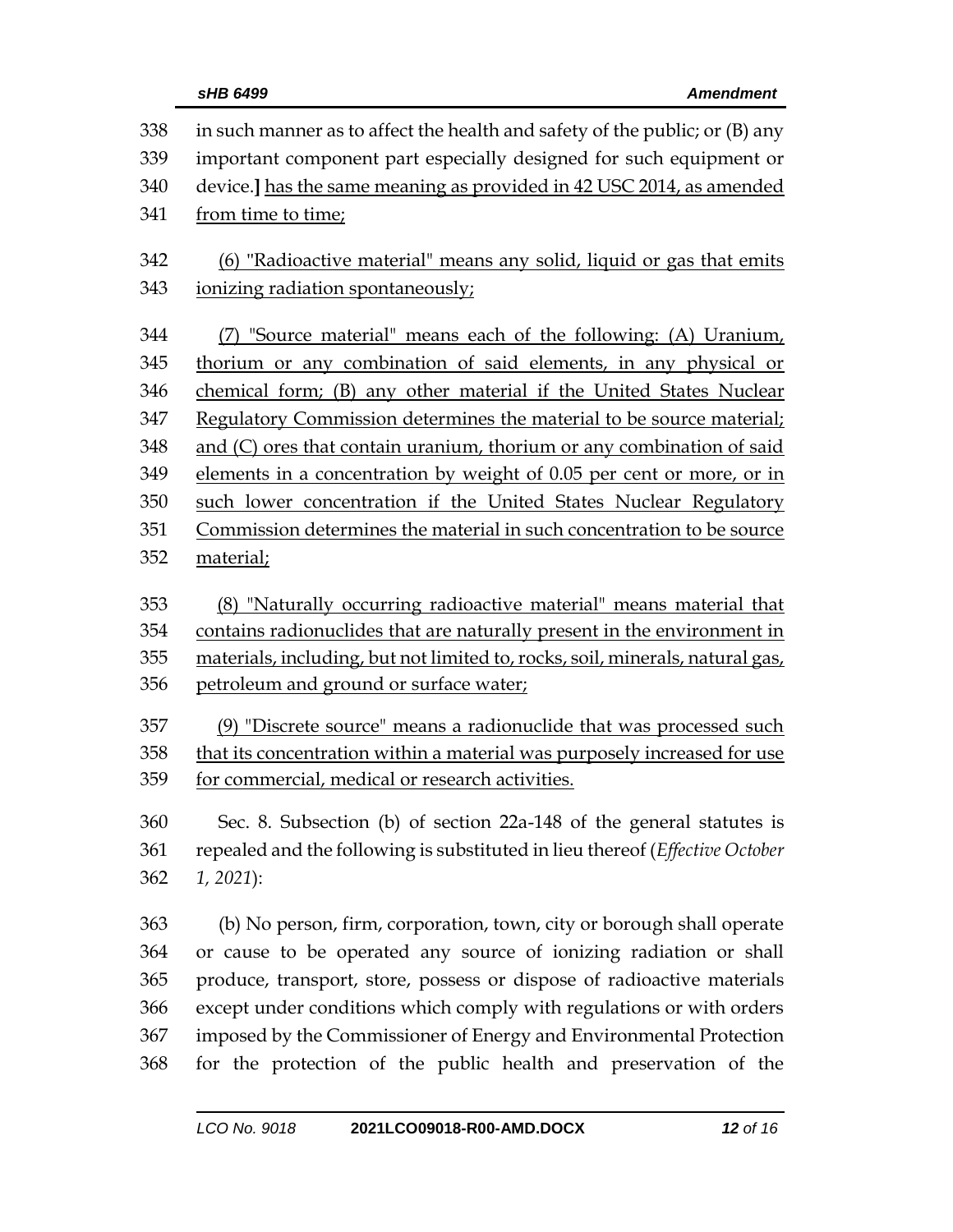in such manner as to affect the health and safety of the public; or (B) any important component part especially designed for such equipment or device.] has the same meaning as provided in 42 USC 2014, as amended from time to time;

(6) "Radioactive material" means any solid, liquid or gas that emits ionizing radiation spontaneously;

(7) "Source material" means each of the following: (A) Uranium, thorium or any combination of said elements, in any physical or chemical form; (B) any other material if the United States Nuclear Regulatory Commission determines the material to be source material; and (C) ores that contain uranium, thorium or any combination of said elements in a concentration by weight of 0.05 per cent or more, or in such lower concentration if the United States Nuclear Regulatory Commission determines the material in such concentration to be source material;

(8) "Naturally occurring radioactive material" means material that contains radionuclides that are naturally present in the environment in materials, including, but not limited to, rocks, soil, minerals, natural gas, petroleum and ground or surface water;

(9) "Discrete source" means a radionuclide that was processed such that its concentration within a material was purposely increased for use for commercial, medical or research activities.

Sec. 8. Subsection (b) of section 22a-148 of the general statutes is repealed and the following is substituted in lieu thereof (*Effective October 1, 2021*):

(b) No person, firm, corporation, town, city or borough shall operate or cause to be operated any source of ionizing radiation or shall produce, transport, store, possess or dispose of radioactive materials except under conditions which comply with regulations or with orders imposed by the Commissioner of Energy and Environmental Protection for the protection of the public health and preservation of the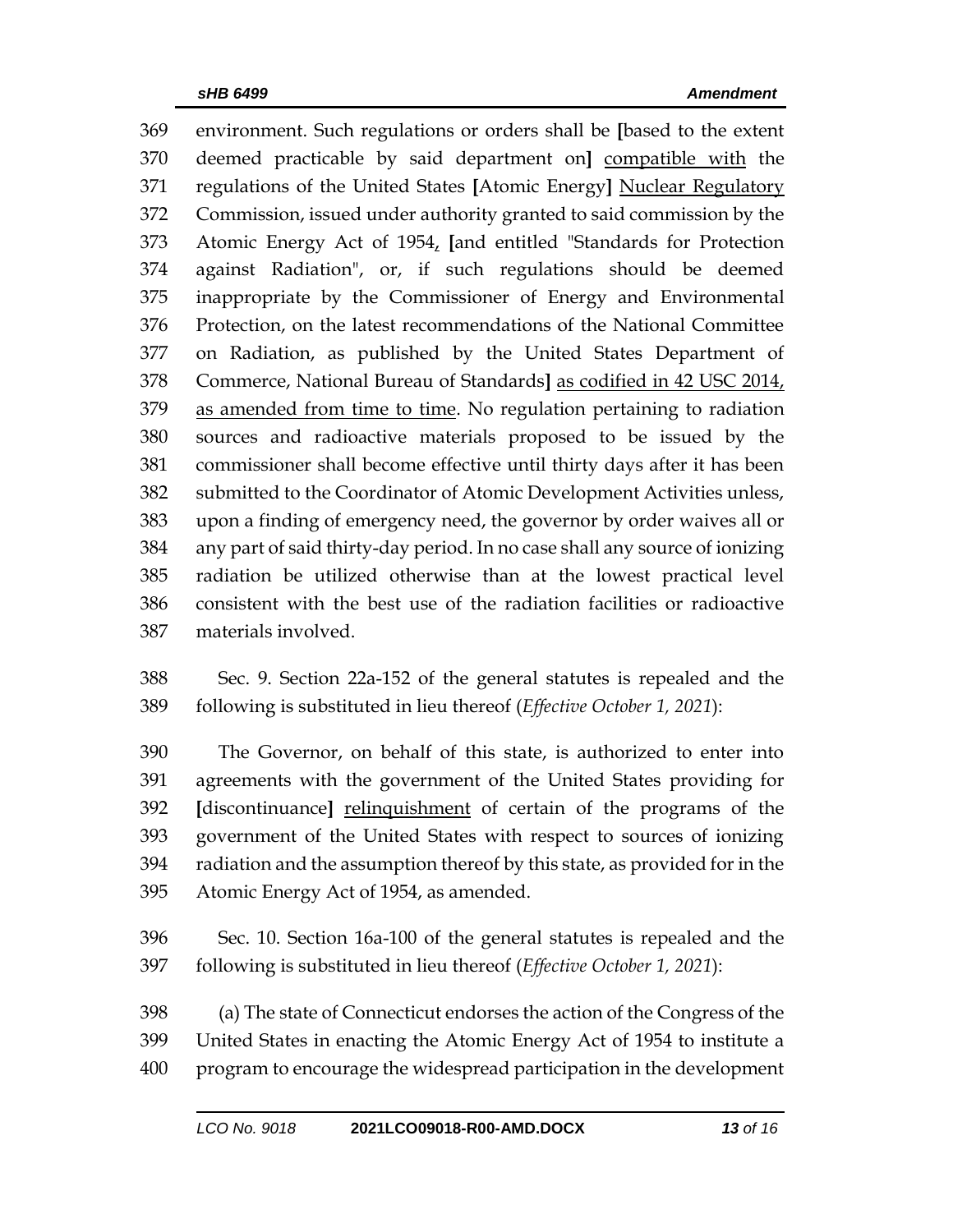369 environment. Such regulations or orders shall be [based to the extent 370 deemed practicable by said department on] <u>compatible with</u> the 371 regulations of the United States [Atomic Energy] <u>Nuclear Regulatory</u> 372 Commission, issued under authority granted to said commission by the 373 Atomic Energy Act of 1954<u>,</u> [and entitled "Standards for Protection 374 against Radiation", or, if such regulations should be deemed 375 inappropriate by the Commissioner of Energy and Environmental 376 Protection, on the latest recommendations of the National Committee 377 on Radiation, as published by the United States Department of 378 Commerce, National Bureau of Standards] <u>as codified in 42 USC 2014,</u> 379 <u>as amended from time to time</u>. No regulation pertaining to radiation 380 sources and radioactive materials proposed to be issued by the 381 commissioner shall become effective until thirty days after it has been 382 submitted to the Coordinator of Atomic Development Activities unless, 383 upon a finding of emergency need, the governor by order waives all or 384 any part of said thirty-day period. In no case shall any source of ionizing 385 radiation be utilized otherwise than at the lowest practical level 386 consistent with the best use of the radiation facilities or radioactive 387 materials involved.

388 Sec. 9. Section 22a-152 of the general statutes is repealed and the 389 following is substituted in lieu thereof (*Effective October 1, 2021*):

390 The Governor, on behalf of this state, is authorized to enter into 391 agreements with the government of the United States providing for 392 [discontinuance] <u>relinquishment</u> of certain of the programs of the 393 government of the United States with respect to sources of ionizing 394 radiation and the assumption thereof by this state, as provided for in the 395 Atomic Energy Act of 1954, as amended.

396 Sec. 10. Section 16a-100 of the general statutes is repealed and the 397 following is substituted in lieu thereof (*Effective October 1, 2021*):

398 (a) The state of Connecticut endorses the action of the Congress of the 399 United States in enacting the Atomic Energy Act of 1954 to institute a 400 program to encourage the widespread participation in the development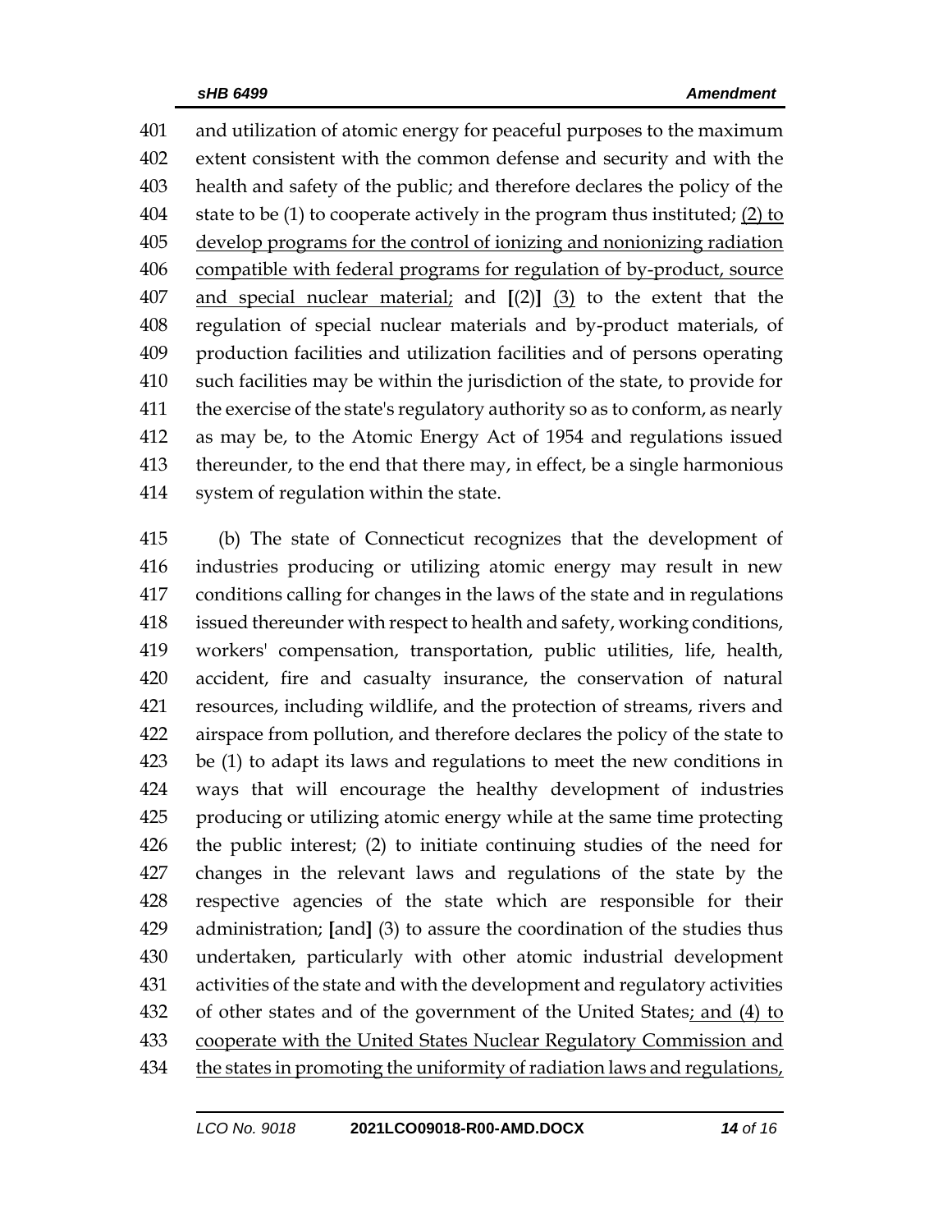401 and utilization of atomic energy for peaceful purposes to the maximum
402 extent consistent with the common defense and security and with the
403 health and safety of the public; and therefore declares the policy of the
404 state to be (1) to cooperate actively in the program thus instituted; <u>(2) to</u>
405 <u>develop programs for the control of ionizing and nonionizing radiation</u>
406 <u>compatible with federal programs for regulation of by-product, source</u>
407 <u>and special nuclear material;</u> and **[**(2)**]** <u>(3)</u> to the extent that the
408 regulation of special nuclear materials and by-product materials, of
409 production facilities and utilization facilities and of persons operating
410 such facilities may be within the jurisdiction of the state, to provide for
411 the exercise of the state's regulatory authority so as to conform, as nearly
412 as may be, to the Atomic Energy Act of 1954 and regulations issued
413 thereunder, to the end that there may, in effect, be a single harmonious
414 system of regulation within the state.

415 (b) The state of Connecticut recognizes that the development of
416 industries producing or utilizing atomic energy may result in new
417 conditions calling for changes in the laws of the state and in regulations
418 issued thereunder with respect to health and safety, working conditions,
419 workers' compensation, transportation, public utilities, life, health,
420 accident, fire and casualty insurance, the conservation of natural
421 resources, including wildlife, and the protection of streams, rivers and
422 airspace from pollution, and therefore declares the policy of the state to
423 be (1) to adapt its laws and regulations to meet the new conditions in
424 ways that will encourage the healthy development of industries
425 producing or utilizing atomic energy while at the same time protecting
426 the public interest; (2) to initiate continuing studies of the need for
427 changes in the relevant laws and regulations of the state by the
428 respective agencies of the state which are responsible for their
429 administration; **[**and**]** (3) to assure the coordination of the studies thus
430 undertaken, particularly with other atomic industrial development
431 activities of the state and with the development and regulatory activities
432 of other states and of the government of the United States<u>; and (4) to</u>
433 <u>cooperate with the United States Nuclear Regulatory Commission and</u>
434 <u>the states in promoting the uniformity of radiation laws and regulations,</u>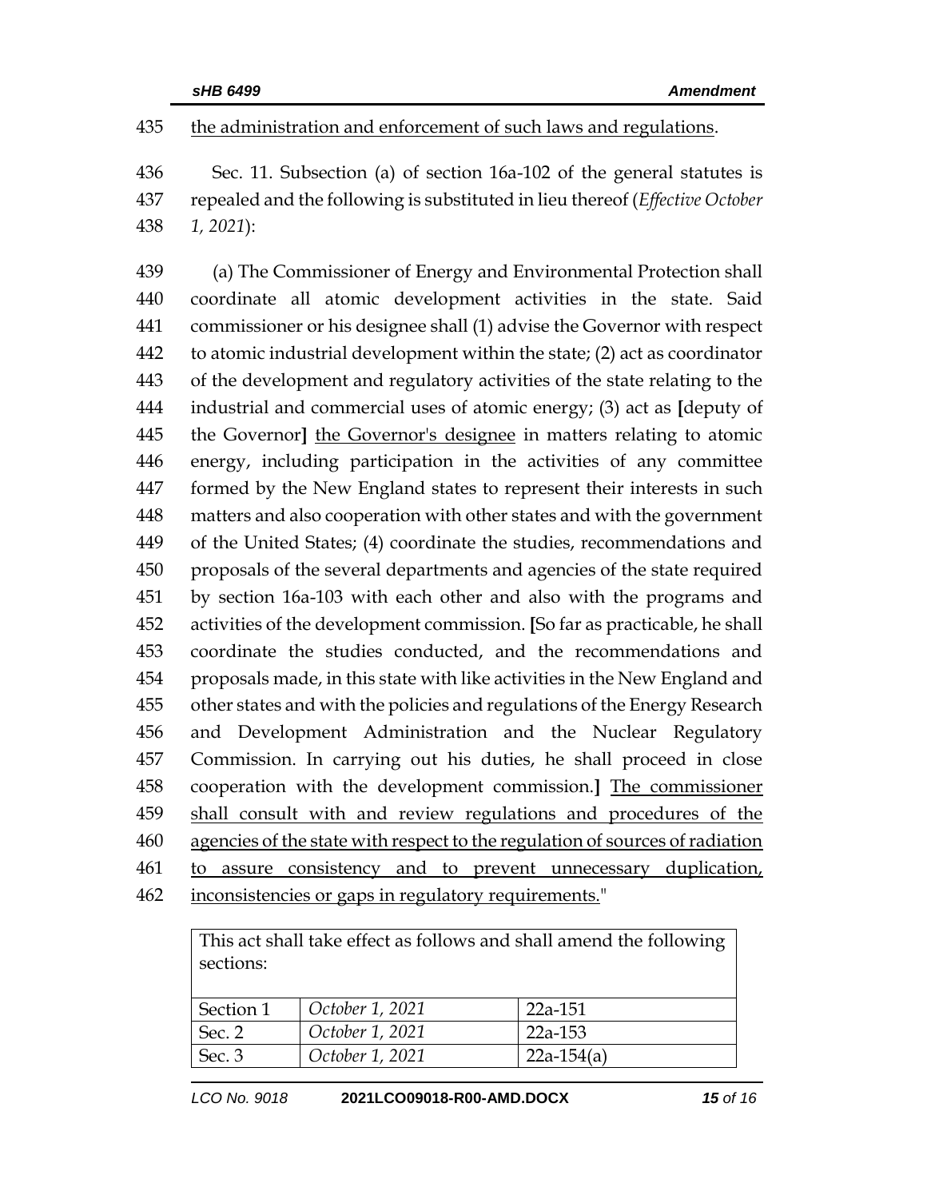435 the administration and enforcement of such laws and regulations.

436 Sec. 11. Subsection (a) of section 16a-102 of the general statutes is
437 repealed and the following is substituted in lieu thereof (*Effective October*
438 *1, 2021*):

439 (a) The Commissioner of Energy and Environmental Protection shall
440 coordinate all atomic development activities in the state. Said
441 commissioner or his designee shall (1) advise the Governor with respect
442 to atomic industrial development within the state; (2) act as coordinator
443 of the development and regulatory activities of the state relating to the
444 industrial and commercial uses of atomic energy; (3) act as **[**deputy of
445 the Governor**]** <u>the Governor's designee</u> in matters relating to atomic
446 energy, including participation in the activities of any committee
447 formed by the New England states to represent their interests in such
448 matters and also cooperation with other states and with the government
449 of the United States; (4) coordinate the studies, recommendations and
450 proposals of the several departments and agencies of the state required
451 by section 16a-103 with each other and also with the programs and
452 activities of the development commission. **[**So far as practicable, he shall
453 coordinate the studies conducted, and the recommendations and
454 proposals made, in this state with like activities in the New England and
455 other states and with the policies and regulations of the Energy Research
456 and Development Administration and the Nuclear Regulatory
457 Commission. In carrying out his duties, he shall proceed in close
458 cooperation with the development commission.**]** <u>The commissioner</u>
459 <u>shall consult with and review regulations and procedures of the</u>
460 <u>agencies of the state with respect to the regulation of sources of radiation</u>
461 <u>to assure consistency and to prevent unnecessary duplication,</u>
462 <u>inconsistencies or gaps in regulatory requirements.</u>"

| This act shall take effect as follows and shall amend the following sections: | | |
|---|---|---|
| Section 1 | *October 1, 2021* | 22a-151 |
| Sec. 2 | *October 1, 2021* | 22a-153 |
| Sec. 3 | *October 1, 2021* | 22a-154(a) |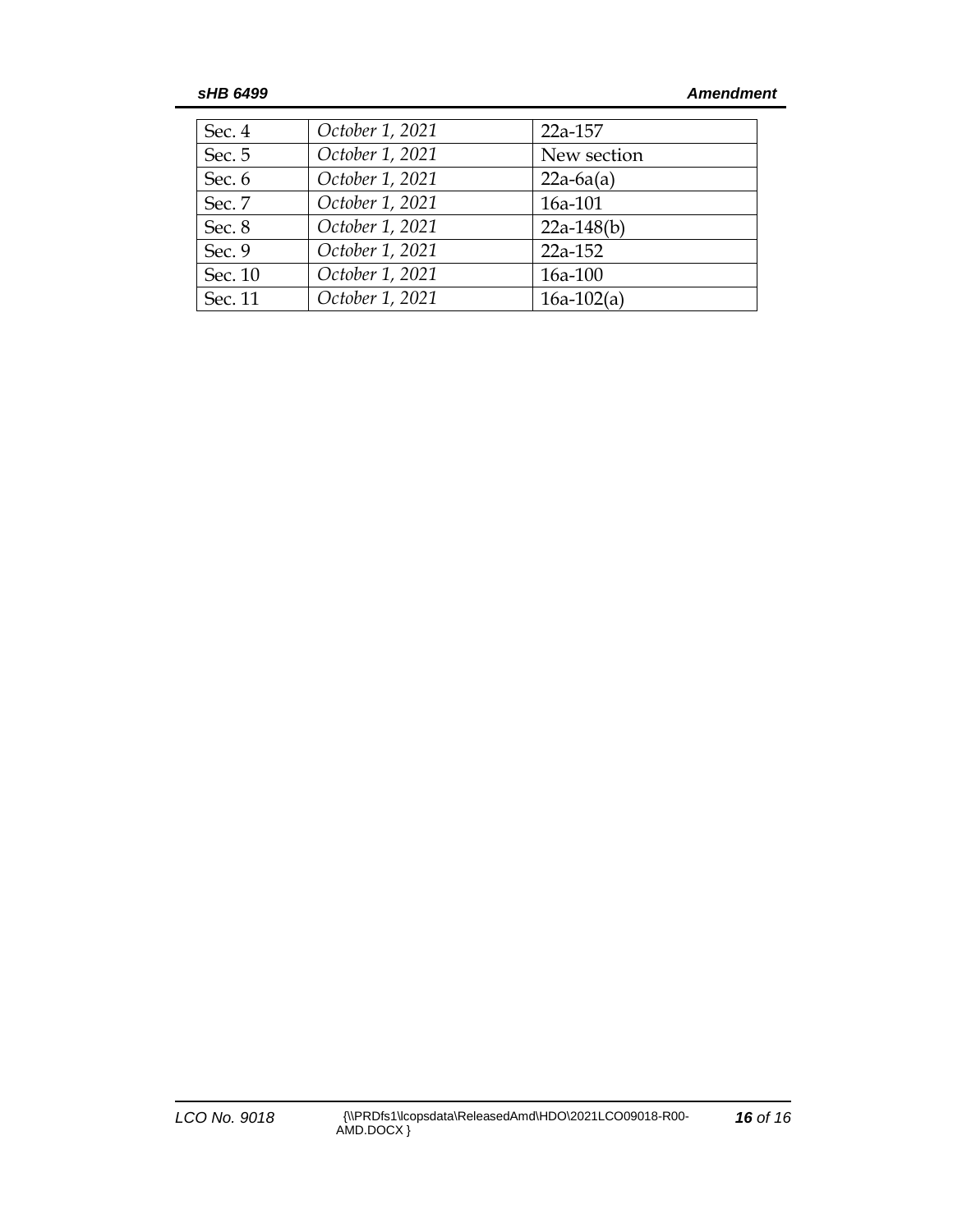| | | |
|---|---|---|
| Sec. 4 | *October 1, 2021* | 22a-157 |
| Sec. 5 | *October 1, 2021* | New section |
| Sec. 6 | *October 1, 2021* | 22a-6a(a) |
| Sec. 7 | *October 1, 2021* | 16a-101 |
| Sec. 8 | *October 1, 2021* | 22a-148(b) |
| Sec. 9 | *October 1, 2021* | 22a-152 |
| Sec. 10 | *October 1, 2021* | 16a-100 |
| Sec. 11 | *October 1, 2021* | 16a-102(a) |